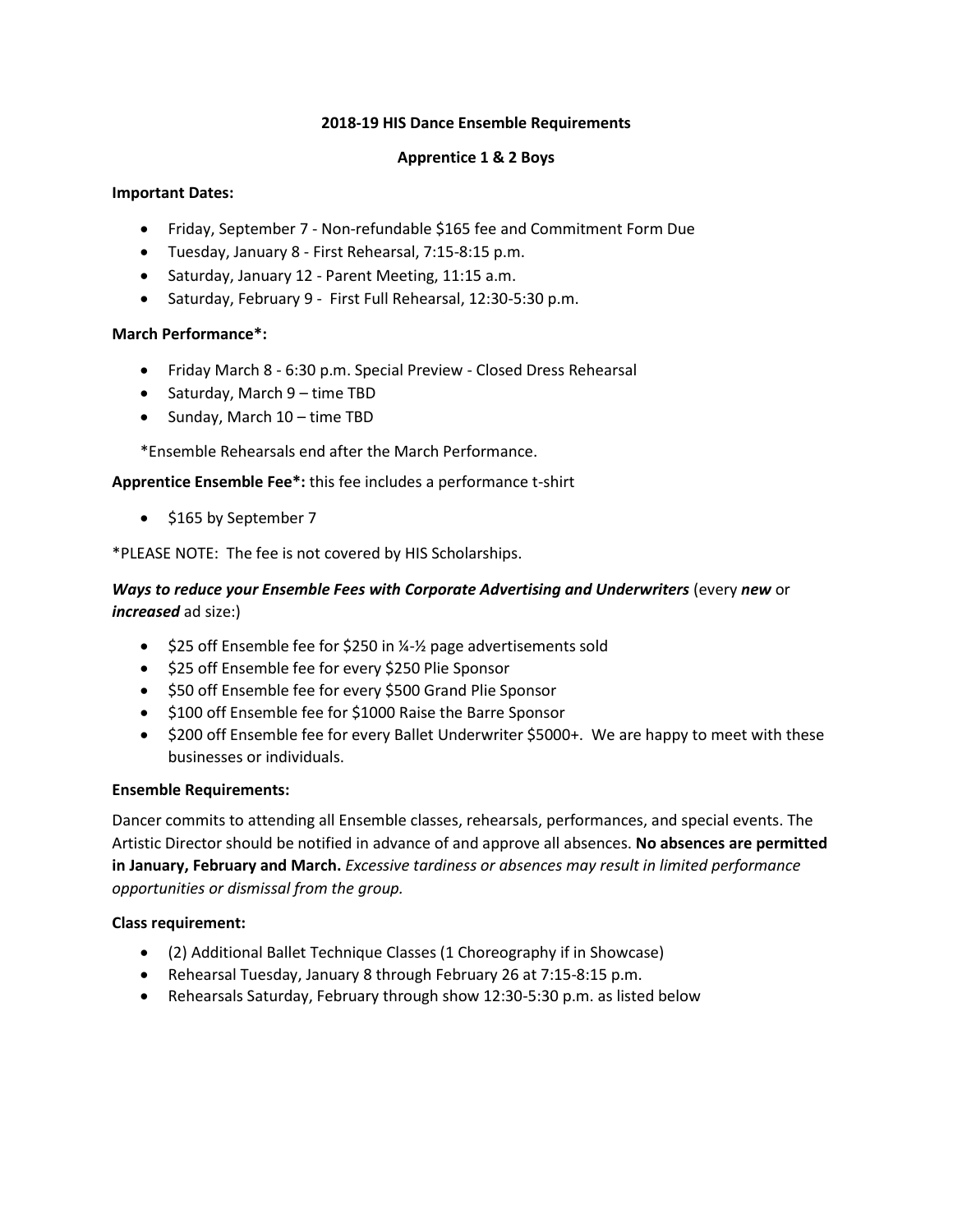## 2018-19 HIS Dance Ensemble Requirements

### Apprentice 1 & 2 Boys

**Important Dates:**

- Friday, September 7 - Non-refundable $165 fee and Commitment Form Due
- Tuesday, January 8 - First Rehearsal, 7:15-8:15 p.m.
- Saturday, January 12 - Parent Meeting, 11:15 a.m.
- Saturday, February 9 - First Full Rehearsal, 12:30-5:30 p.m.

**March Performance*:**

- Friday March 8 - 6:30 p.m. Special Preview - Closed Dress Rehearsal
- Saturday, March 9 – time TBD
- Sunday, March 10 – time TBD

*Ensemble Rehearsals end after the March Performance.

**Apprentice Ensemble Fee*:** this fee includes a performance t-shirt

- $165 by September 7

*PLEASE NOTE: The fee is not covered by HIS Scholarships.

***Ways to reduce your Ensemble Fees with Corporate Advertising and Underwriters*** (every ***new*** or ***increased*** ad size:)

- $25 off Ensemble fee for $250 in ¼-½ page advertisements sold
- $25 off Ensemble fee for every $250 Plie Sponsor
- $50 off Ensemble fee for every $500 Grand Plie Sponsor
- $100 off Ensemble fee for $1000 Raise the Barre Sponsor
- $200 off Ensemble fee for every Ballet Underwriter $5000+. We are happy to meet with these businesses or individuals.

**Ensemble Requirements:**

Dancer commits to attending all Ensemble classes, rehearsals, performances, and special events. The Artistic Director should be notified in advance of and approve all absences. **No absences are permitted in January, February and March.** *Excessive tardiness or absences may result in limited performance opportunities or dismissal from the group.*

**Class requirement:**

- (2) Additional Ballet Technique Classes (1 Choreography if in Showcase)
- Rehearsal Tuesday, January 8 through February 26 at 7:15-8:15 p.m.
- Rehearsals Saturday, February through show 12:30-5:30 p.m. as listed below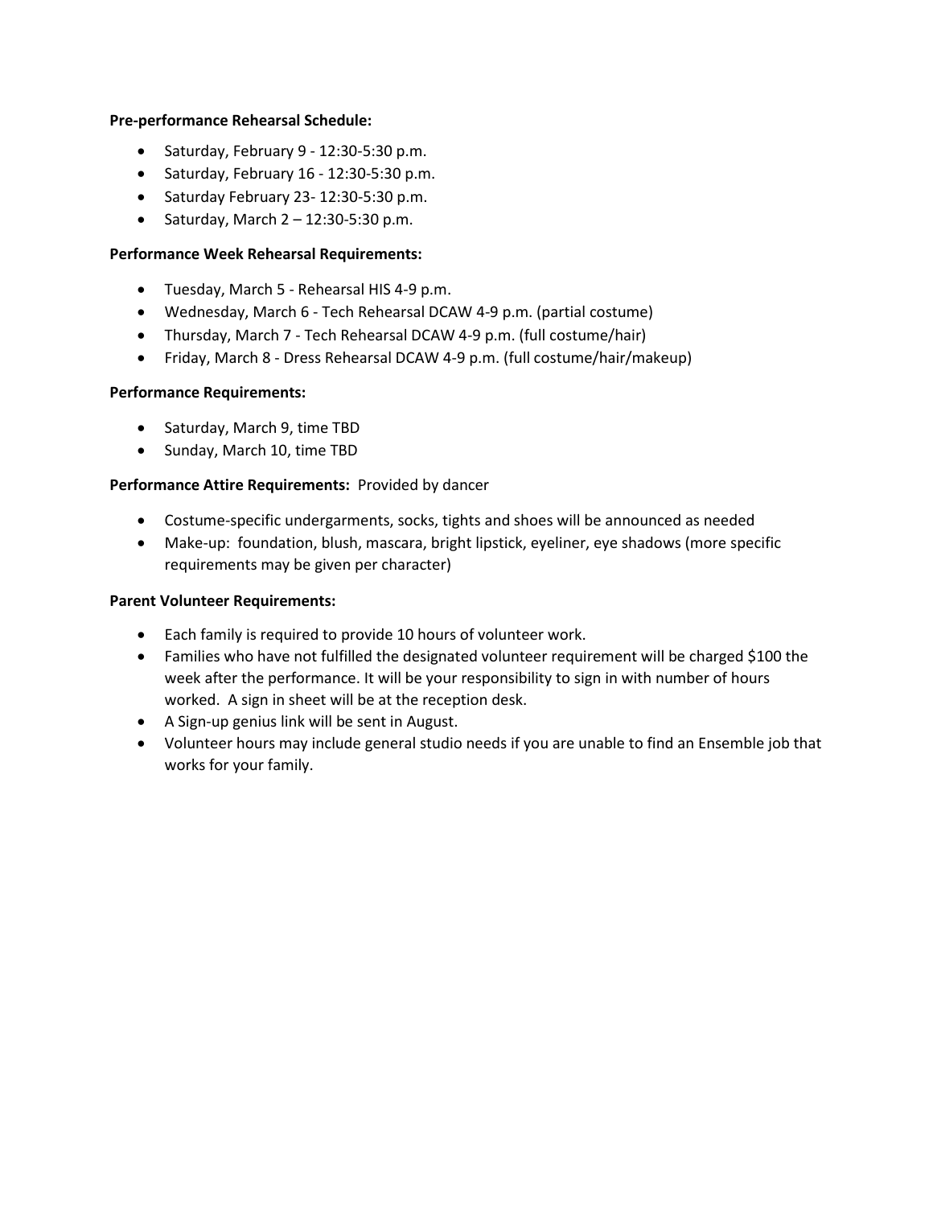**Pre-performance Rehearsal Schedule:**

- Saturday, February 9 - 12:30-5:30 p.m.
- Saturday, February 16 - 12:30-5:30 p.m.
- Saturday February 23- 12:30-5:30 p.m.
- Saturday, March 2 – 12:30-5:30 p.m.

**Performance Week Rehearsal Requirements:**

- Tuesday, March 5 - Rehearsal HIS 4-9 p.m.
- Wednesday, March 6 - Tech Rehearsal DCAW 4-9 p.m. (partial costume)
- Thursday, March 7 - Tech Rehearsal DCAW 4-9 p.m. (full costume/hair)
- Friday, March 8 - Dress Rehearsal DCAW 4-9 p.m. (full costume/hair/makeup)

**Performance Requirements:**

- Saturday, March 9, time TBD
- Sunday, March 10, time TBD

**Performance Attire Requirements:** Provided by dancer

- Costume-specific undergarments, socks, tights and shoes will be announced as needed
- Make-up: foundation, blush, mascara, bright lipstick, eyeliner, eye shadows (more specific requirements may be given per character)

**Parent Volunteer Requirements:**

- Each family is required to provide 10 hours of volunteer work.
- Families who have not fulfilled the designated volunteer requirement will be charged $100 the week after the performance. It will be your responsibility to sign in with number of hours worked. A sign in sheet will be at the reception desk.
- A Sign-up genius link will be sent in August.
- Volunteer hours may include general studio needs if you are unable to find an Ensemble job that works for your family.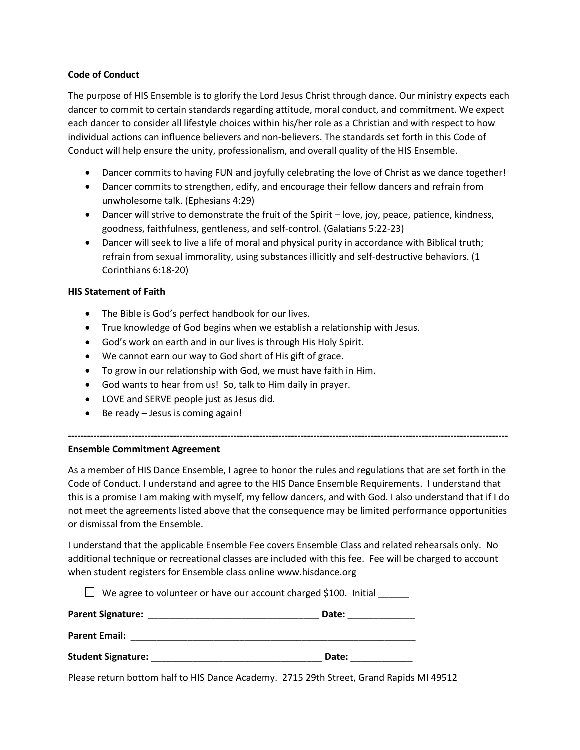**Code of Conduct**

The purpose of HIS Ensemble is to glorify the Lord Jesus Christ through dance. Our ministry expects each dancer to commit to certain standards regarding attitude, moral conduct, and commitment. We expect each dancer to consider all lifestyle choices within his/her role as a Christian and with respect to how individual actions can influence believers and non-believers. The standards set forth in this Code of Conduct will help ensure the unity, professionalism, and overall quality of the HIS Ensemble.

- Dancer commits to having FUN and joyfully celebrating the love of Christ as we dance together!
- Dancer commits to strengthen, edify, and encourage their fellow dancers and refrain from unwholesome talk. (Ephesians 4:29)
- Dancer will strive to demonstrate the fruit of the Spirit – love, joy, peace, patience, kindness, goodness, faithfulness, gentleness, and self-control. (Galatians 5:22-23)
- Dancer will seek to live a life of moral and physical purity in accordance with Biblical truth; refrain from sexual immorality, using substances illicitly and self-destructive behaviors. (1 Corinthians 6:18-20)

**HIS Statement of Faith**

- The Bible is God's perfect handbook for our lives.
- True knowledge of God begins when we establish a relationship with Jesus.
- God's work on earth and in our lives is through His Holy Spirit.
- We cannot earn our way to God short of His gift of grace.
- To grow in our relationship with God, we must have faith in Him.
- God wants to hear from us! So, talk to Him daily in prayer.
- LOVE and SERVE people just as Jesus did.
- Be ready – Jesus is coming again!

---

**Ensemble Commitment Agreement**

As a member of HIS Dance Ensemble, I agree to honor the rules and regulations that are set forth in the Code of Conduct. I understand and agree to the HIS Dance Ensemble Requirements. I understand that this is a promise I am making with myself, my fellow dancers, and with God. I also understand that if I do not meet the agreements listed above that the consequence may be limited performance opportunities or dismissal from the Ensemble.

I understand that the applicable Ensemble Fee covers Ensemble Class and related rehearsals only. No additional technique or recreational classes are included with this fee. Fee will be charged to account when student registers for Ensemble class online www.hisdance.org

☐ We agree to volunteer or have our account charged $100. Initial ______

**Parent Signature:** ________________________________ **Date:** _____________

**Parent Email:** ________________________________________________________

**Student Signature:** _________________________________ **Date:** ____________

Please return bottom half to HIS Dance Academy. 2715 29th Street, Grand Rapids MI 49512